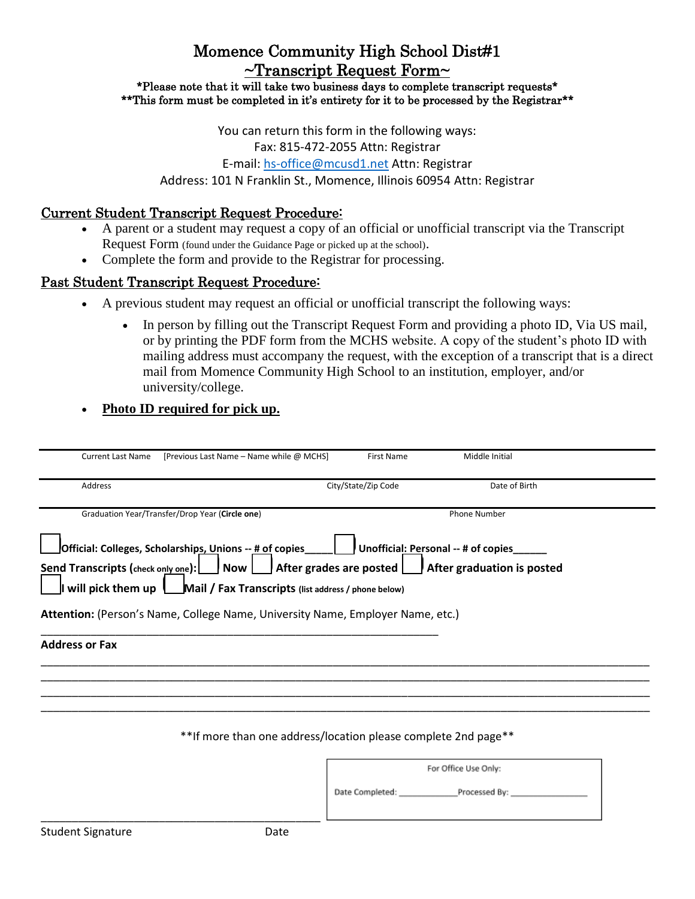# Momence Community High School Dist#1

## ~Transcript Request Form~

**\*Please note that it will take two business days to complete transcript requests\***

**\*\*This form must be completed in it's entirety for it to be processed by the Registrar\*\***

You can return this form in the following ways:

Fax: 815-472-2055 Attn: Registrar

E-mail: hs-office@mcusd1.net Attn: Registrar

Address: 101 N Franklin St., Momence, Illinois 60954 Attn: Registrar

## Current Student Transcript Request Procedure:

- A parent or a student may request a copy of an official or unofficial transcript via the Transcript Request Form (found under the Guidance Page or picked up at the school).
- Complete the form and provide to the Registrar for processing.

## Past Student Transcript Request Procedure:

- A previous student may request an official or unofficial transcript the following ways:
  - In person by filling out the Transcript Request Form and providing a photo ID, Via US mail, or by printing the PDF form from the MCHS website. A copy of the student's photo ID with mailing address must accompany the request, with the exception of a transcript that is a direct mail from Momence Community High School to an institution, employer, and/or university/college.
- **Photo ID required for pick up.**

---

Current Last Name [Previous Last Name – Name while @ MCHS] First Name Middle Initial

---

Address City/State/Zip Code Date of Birth

---

Graduation Year/Transfer/Drop Year (**Circle one**) Phone Number

☐ **Official: Colleges, Scholarships, Unions -- # of copies_____** ☐ **Unofficial: Personal -- # of copies______**

**Send Transcripts (check only one):** ☐ **Now** ☐ **After grades are posted** ☐ **After graduation is posted**

☐ **I will pick them up** ☐ **Mail / Fax Transcripts (list address / phone below)**

**Attention:** (Person's Name, College Name, University Name, Employer Name, etc.)

_______________________________________________________________

**Address or Fax**

_______________________________________________________________

_______________________________________________________________

_______________________________________________________________

_______________________________________________________________

\*\*If more than one address/location please complete 2nd page\*\*

For Office Use Only:

Date Completed: ____________ Processed By: ________________

_____________________________________________

Student Signature Date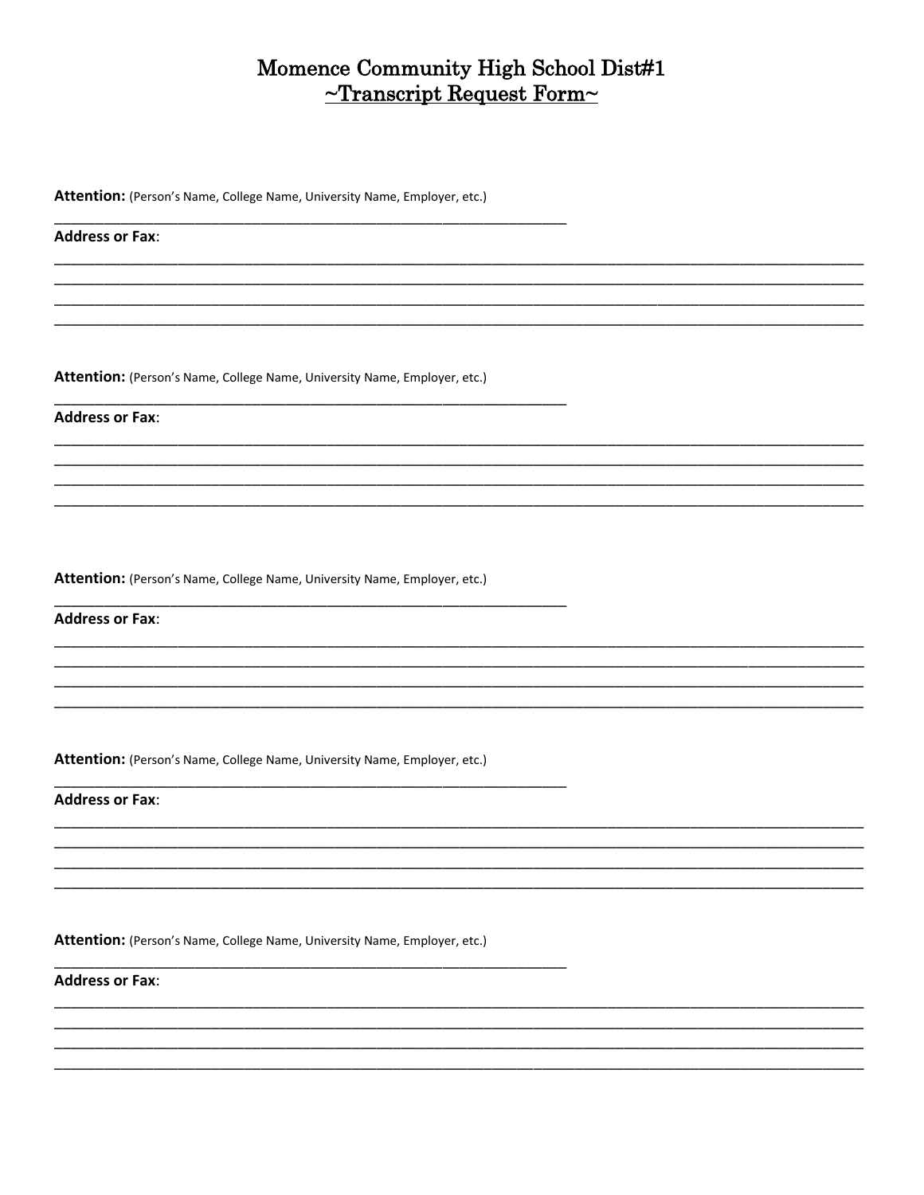# Momence Community High School Dist#1
## ~Transcript Request Form~

**Attention:** (Person's Name, College Name, University Name, Employer, etc.)

\_\_\_\_\_\_\_\_\_\_\_\_\_\_\_\_\_\_\_\_\_\_\_\_\_\_\_\_\_\_\_\_\_\_\_\_\_\_\_\_\_\_\_\_\_\_\_\_\_\_\_\_\_\_\_\_\_\_\_\_

**Address or Fax**:

\_\_\_\_\_\_\_\_\_\_\_\_\_\_\_\_\_\_\_\_\_\_\_\_\_\_\_\_\_\_\_\_\_\_\_\_\_\_\_\_\_\_\_\_\_\_\_\_\_\_\_\_\_\_\_\_\_\_\_\_\_\_\_\_\_\_\_\_\_\_\_\_\_\_\_\_\_\_\_\_\_\_\_\_\_\_\_\_\_\_
\_\_\_\_\_\_\_\_\_\_\_\_\_\_\_\_\_\_\_\_\_\_\_\_\_\_\_\_\_\_\_\_\_\_\_\_\_\_\_\_\_\_\_\_\_\_\_\_\_\_\_\_\_\_\_\_\_\_\_\_\_\_\_\_\_\_\_\_\_\_\_\_\_\_\_\_\_\_\_\_\_\_\_\_\_\_\_\_\_\_
\_\_\_\_\_\_\_\_\_\_\_\_\_\_\_\_\_\_\_\_\_\_\_\_\_\_\_\_\_\_\_\_\_\_\_\_\_\_\_\_\_\_\_\_\_\_\_\_\_\_\_\_\_\_\_\_\_\_\_\_\_\_\_\_\_\_\_\_\_\_\_\_\_\_\_\_\_\_\_\_\_\_\_\_\_\_\_\_\_\_
\_\_\_\_\_\_\_\_\_\_\_\_\_\_\_\_\_\_\_\_\_\_\_\_\_\_\_\_\_\_\_\_\_\_\_\_\_\_\_\_\_\_\_\_\_\_\_\_\_\_\_\_\_\_\_\_\_\_\_\_\_\_\_\_\_\_\_\_\_\_\_\_\_\_\_\_\_\_\_\_\_\_\_\_\_\_\_\_\_\_

**Attention:** (Person's Name, College Name, University Name, Employer, etc.)

\_\_\_\_\_\_\_\_\_\_\_\_\_\_\_\_\_\_\_\_\_\_\_\_\_\_\_\_\_\_\_\_\_\_\_\_\_\_\_\_\_\_\_\_\_\_\_\_\_\_\_\_\_\_\_\_\_\_\_\_

**Address or Fax**:

\_\_\_\_\_\_\_\_\_\_\_\_\_\_\_\_\_\_\_\_\_\_\_\_\_\_\_\_\_\_\_\_\_\_\_\_\_\_\_\_\_\_\_\_\_\_\_\_\_\_\_\_\_\_\_\_\_\_\_\_\_\_\_\_\_\_\_\_\_\_\_\_\_\_\_\_\_\_\_\_\_\_\_\_\_\_\_\_\_\_
\_\_\_\_\_\_\_\_\_\_\_\_\_\_\_\_\_\_\_\_\_\_\_\_\_\_\_\_\_\_\_\_\_\_\_\_\_\_\_\_\_\_\_\_\_\_\_\_\_\_\_\_\_\_\_\_\_\_\_\_\_\_\_\_\_\_\_\_\_\_\_\_\_\_\_\_\_\_\_\_\_\_\_\_\_\_\_\_\_\_
\_\_\_\_\_\_\_\_\_\_\_\_\_\_\_\_\_\_\_\_\_\_\_\_\_\_\_\_\_\_\_\_\_\_\_\_\_\_\_\_\_\_\_\_\_\_\_\_\_\_\_\_\_\_\_\_\_\_\_\_\_\_\_\_\_\_\_\_\_\_\_\_\_\_\_\_\_\_\_\_\_\_\_\_\_\_\_\_\_\_
\_\_\_\_\_\_\_\_\_\_\_\_\_\_\_\_\_\_\_\_\_\_\_\_\_\_\_\_\_\_\_\_\_\_\_\_\_\_\_\_\_\_\_\_\_\_\_\_\_\_\_\_\_\_\_\_\_\_\_\_\_\_\_\_\_\_\_\_\_\_\_\_\_\_\_\_\_\_\_\_\_\_\_\_\_\_\_\_\_\_

**Attention:** (Person's Name, College Name, University Name, Employer, etc.)

\_\_\_\_\_\_\_\_\_\_\_\_\_\_\_\_\_\_\_\_\_\_\_\_\_\_\_\_\_\_\_\_\_\_\_\_\_\_\_\_\_\_\_\_\_\_\_\_\_\_\_\_\_\_\_\_\_\_\_\_

**Address or Fax**:

\_\_\_\_\_\_\_\_\_\_\_\_\_\_\_\_\_\_\_\_\_\_\_\_\_\_\_\_\_\_\_\_\_\_\_\_\_\_\_\_\_\_\_\_\_\_\_\_\_\_\_\_\_\_\_\_\_\_\_\_\_\_\_\_\_\_\_\_\_\_\_\_\_\_\_\_\_\_\_\_\_\_\_\_\_\_\_\_\_\_
\_\_\_\_\_\_\_\_\_\_\_\_\_\_\_\_\_\_\_\_\_\_\_\_\_\_\_\_\_\_\_\_\_\_\_\_\_\_\_\_\_\_\_\_\_\_\_\_\_\_\_\_\_\_\_\_\_\_\_\_\_\_\_\_\_\_\_\_\_\_\_\_\_\_\_\_\_\_\_\_\_\_\_\_\_\_\_\_\_\_
\_\_\_\_\_\_\_\_\_\_\_\_\_\_\_\_\_\_\_\_\_\_\_\_\_\_\_\_\_\_\_\_\_\_\_\_\_\_\_\_\_\_\_\_\_\_\_\_\_\_\_\_\_\_\_\_\_\_\_\_\_\_\_\_\_\_\_\_\_\_\_\_\_\_\_\_\_\_\_\_\_\_\_\_\_\_\_\_\_\_
\_\_\_\_\_\_\_\_\_\_\_\_\_\_\_\_\_\_\_\_\_\_\_\_\_\_\_\_\_\_\_\_\_\_\_\_\_\_\_\_\_\_\_\_\_\_\_\_\_\_\_\_\_\_\_\_\_\_\_\_\_\_\_\_\_\_\_\_\_\_\_\_\_\_\_\_\_\_\_\_\_\_\_\_\_\_\_\_\_\_

**Attention:** (Person's Name, College Name, University Name, Employer, etc.)

\_\_\_\_\_\_\_\_\_\_\_\_\_\_\_\_\_\_\_\_\_\_\_\_\_\_\_\_\_\_\_\_\_\_\_\_\_\_\_\_\_\_\_\_\_\_\_\_\_\_\_\_\_\_\_\_\_\_\_\_

**Address or Fax**:

\_\_\_\_\_\_\_\_\_\_\_\_\_\_\_\_\_\_\_\_\_\_\_\_\_\_\_\_\_\_\_\_\_\_\_\_\_\_\_\_\_\_\_\_\_\_\_\_\_\_\_\_\_\_\_\_\_\_\_\_\_\_\_\_\_\_\_\_\_\_\_\_\_\_\_\_\_\_\_\_\_\_\_\_\_\_\_\_\_\_
\_\_\_\_\_\_\_\_\_\_\_\_\_\_\_\_\_\_\_\_\_\_\_\_\_\_\_\_\_\_\_\_\_\_\_\_\_\_\_\_\_\_\_\_\_\_\_\_\_\_\_\_\_\_\_\_\_\_\_\_\_\_\_\_\_\_\_\_\_\_\_\_\_\_\_\_\_\_\_\_\_\_\_\_\_\_\_\_\_\_
\_\_\_\_\_\_\_\_\_\_\_\_\_\_\_\_\_\_\_\_\_\_\_\_\_\_\_\_\_\_\_\_\_\_\_\_\_\_\_\_\_\_\_\_\_\_\_\_\_\_\_\_\_\_\_\_\_\_\_\_\_\_\_\_\_\_\_\_\_\_\_\_\_\_\_\_\_\_\_\_\_\_\_\_\_\_\_\_\_\_
\_\_\_\_\_\_\_\_\_\_\_\_\_\_\_\_\_\_\_\_\_\_\_\_\_\_\_\_\_\_\_\_\_\_\_\_\_\_\_\_\_\_\_\_\_\_\_\_\_\_\_\_\_\_\_\_\_\_\_\_\_\_\_\_\_\_\_\_\_\_\_\_\_\_\_\_\_\_\_\_\_\_\_\_\_\_\_\_\_\_

**Attention:** (Person's Name, College Name, University Name, Employer, etc.)

\_\_\_\_\_\_\_\_\_\_\_\_\_\_\_\_\_\_\_\_\_\_\_\_\_\_\_\_\_\_\_\_\_\_\_\_\_\_\_\_\_\_\_\_\_\_\_\_\_\_\_\_\_\_\_\_\_\_\_\_

**Address or Fax**:

\_\_\_\_\_\_\_\_\_\_\_\_\_\_\_\_\_\_\_\_\_\_\_\_\_\_\_\_\_\_\_\_\_\_\_\_\_\_\_\_\_\_\_\_\_\_\_\_\_\_\_\_\_\_\_\_\_\_\_\_\_\_\_\_\_\_\_\_\_\_\_\_\_\_\_\_\_\_\_\_\_\_\_\_\_\_\_\_\_\_
\_\_\_\_\_\_\_\_\_\_\_\_\_\_\_\_\_\_\_\_\_\_\_\_\_\_\_\_\_\_\_\_\_\_\_\_\_\_\_\_\_\_\_\_\_\_\_\_\_\_\_\_\_\_\_\_\_\_\_\_\_\_\_\_\_\_\_\_\_\_\_\_\_\_\_\_\_\_\_\_\_\_\_\_\_\_\_\_\_\_
\_\_\_\_\_\_\_\_\_\_\_\_\_\_\_\_\_\_\_\_\_\_\_\_\_\_\_\_\_\_\_\_\_\_\_\_\_\_\_\_\_\_\_\_\_\_\_\_\_\_\_\_\_\_\_\_\_\_\_\_\_\_\_\_\_\_\_\_\_\_\_\_\_\_\_\_\_\_\_\_\_\_\_\_\_\_\_\_\_\_
\_\_\_\_\_\_\_\_\_\_\_\_\_\_\_\_\_\_\_\_\_\_\_\_\_\_\_\_\_\_\_\_\_\_\_\_\_\_\_\_\_\_\_\_\_\_\_\_\_\_\_\_\_\_\_\_\_\_\_\_\_\_\_\_\_\_\_\_\_\_\_\_\_\_\_\_\_\_\_\_\_\_\_\_\_\_\_\_\_\_